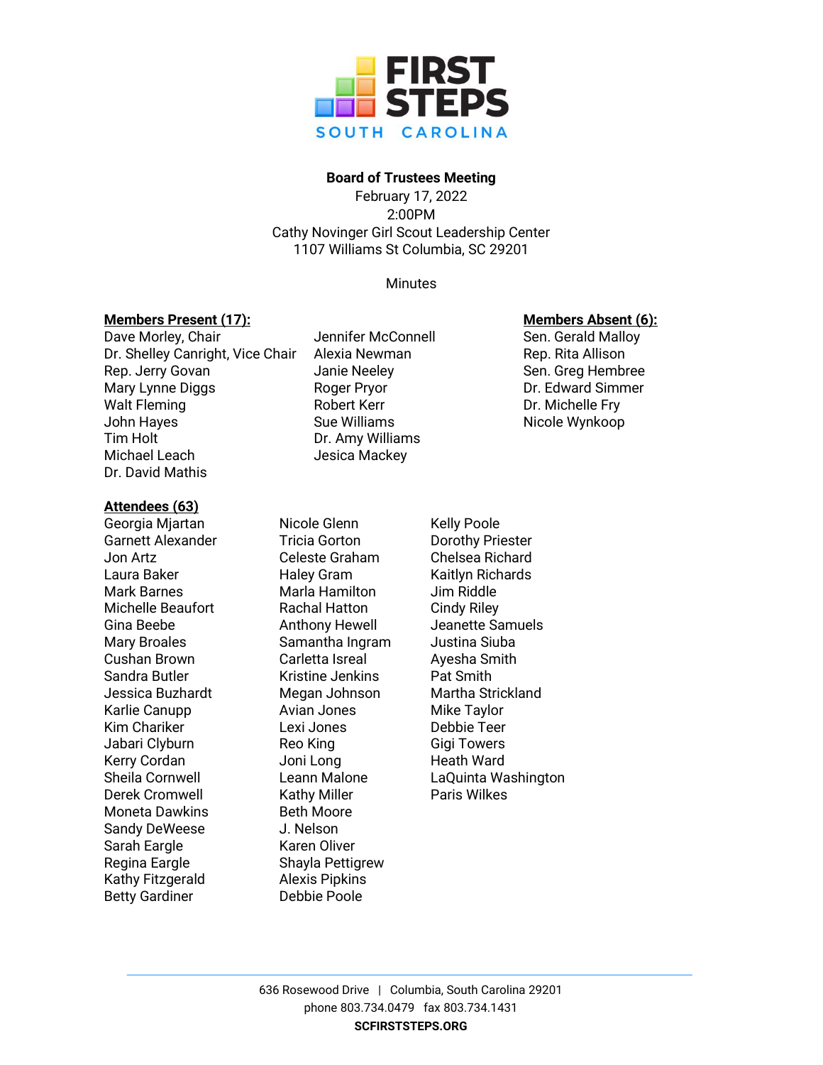**Board of Trustees Meeting**
February 17, 2022
2:00PM
Cathy Novinger Girl Scout Leadership Center
1107 Williams St Columbia, SC 29201

Minutes

**Members Present (17):**

Dave Morley, Chair
Dr. Shelley Canright, Vice Chair
Rep. Jerry Govan
Mary Lynne Diggs
Walt Fleming
John Hayes
Tim Holt
Michael Leach
Dr. David Mathis
Jennifer McConnell
Alexia Newman
Janie Neeley
Roger Pryor
Robert Kerr
Sue Williams
Dr. Amy Williams
Jesica Mackey

**Members Absent (6):**

Sen. Gerald Malloy
Rep. Rita Allison
Sen. Greg Hembree
Dr. Edward Simmer
Dr. Michelle Fry
Nicole Wynkoop

**Attendees (63)**

Georgia Mjartan
Garnett Alexander
Jon Artz
Laura Baker
Mark Barnes
Michelle Beaufort
Gina Beebe
Mary Broales
Cushan Brown
Sandra Butler
Jessica Buzhardt
Karlie Canupp
Kim Chariker
Jabari Clyburn
Kerry Cordan
Sheila Cornwell
Derek Cromwell
Moneta Dawkins
Sandy DeWeese
Sarah Eargle
Regina Eargle
Kathy Fitzgerald
Betty Gardiner
Nicole Glenn
Tricia Gorton
Celeste Graham
Haley Gram
Marla Hamilton
Rachal Hatton
Anthony Hewell
Samantha Ingram
Carletta Isreal
Kristine Jenkins
Megan Johnson
Avian Jones
Lexi Jones
Reo King
Joni Long
Leann Malone
Kathy Miller
Beth Moore
J. Nelson
Karen Oliver
Shayla Pettigrew
Alexis Pipkins
Debbie Poole
Kelly Poole
Dorothy Priester
Chelsea Richard
Kaitlyn Richards
Jim Riddle
Cindy Riley
Jeanette Samuels
Justina Siuba
Ayesha Smith
Pat Smith
Martha Strickland
Mike Taylor
Debbie Teer
Gigi Towers
Heath Ward
LaQuinta Washington
Paris Wilkes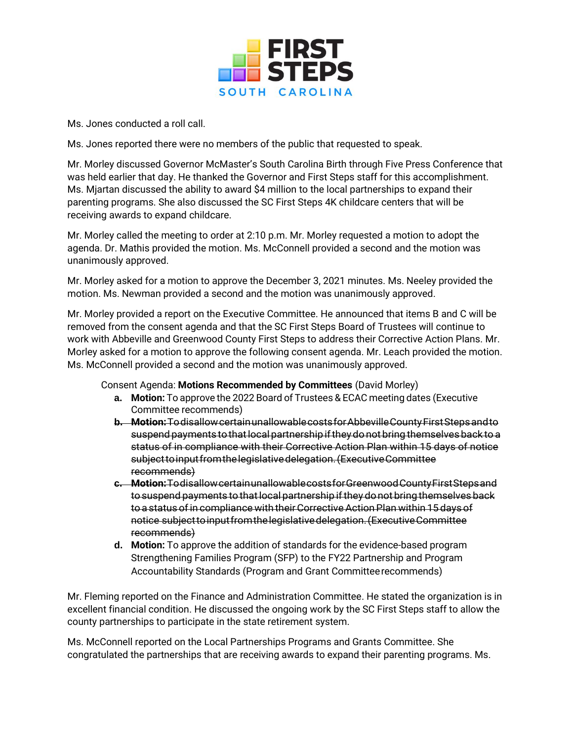Ms. Jones conducted a roll call.

Ms. Jones reported there were no members of the public that requested to speak.

Mr. Morley discussed Governor McMaster's South Carolina Birth through Five Press Conference that was held earlier that day. He thanked the Governor and First Steps staff for this accomplishment. Ms. Mjartan discussed the ability to award $4 million to the local partnerships to expand their parenting programs. She also discussed the SC First Steps 4K childcare centers that will be receiving awards to expand childcare.

Mr. Morley called the meeting to order at 2:10 p.m. Mr. Morley requested a motion to adopt the agenda. Dr. Mathis provided the motion. Ms. McConnell provided a second and the motion was unanimously approved.

Mr. Morley asked for a motion to approve the December 3, 2021 minutes. Ms. Neeley provided the motion. Ms. Newman provided a second and the motion was unanimously approved.

Mr. Morley provided a report on the Executive Committee. He announced that items B and C will be removed from the consent agenda and that the SC First Steps Board of Trustees will continue to work with Abbeville and Greenwood County First Steps to address their Corrective Action Plans. Mr. Morley asked for a motion to approve the following consent agenda. Mr. Leach provided the motion. Ms. McConnell provided a second and the motion was unanimously approved.

Consent Agenda: **Motions Recommended by Committees** (David Morley)

- **a. Motion:** To approve the 2022 Board of Trustees & ECAC meeting dates (Executive Committee recommends)
- ~~**b. Motion:** To disallow certain unallowable costs for Abbeville County First Steps and to suspend payments to that local partnership if they do not bring themselves back to a status of in compliance with their Corrective Action Plan within 15 days of notice subject to input from the legislative delegation. (Executive Committee recommends)~~
- ~~**c. Motion:** To disallow certain unallowable costs for Greenwood County First Steps and to suspend payments to that local partnership if they do not bring themselves back to a status of in compliance with their Corrective Action Plan within 15 days of notice subject to input from the legislative delegation. (Executive Committee recommends)~~
- **d. Motion:** To approve the addition of standards for the evidence-based program Strengthening Families Program (SFP) to the FY22 Partnership and Program Accountability Standards (Program and Grant Committee recommends)

Mr. Fleming reported on the Finance and Administration Committee. He stated the organization is in excellent financial condition. He discussed the ongoing work by the SC First Steps staff to allow the county partnerships to participate in the state retirement system.

Ms. McConnell reported on the Local Partnerships Programs and Grants Committee. She congratulated the partnerships that are receiving awards to expand their parenting programs. Ms.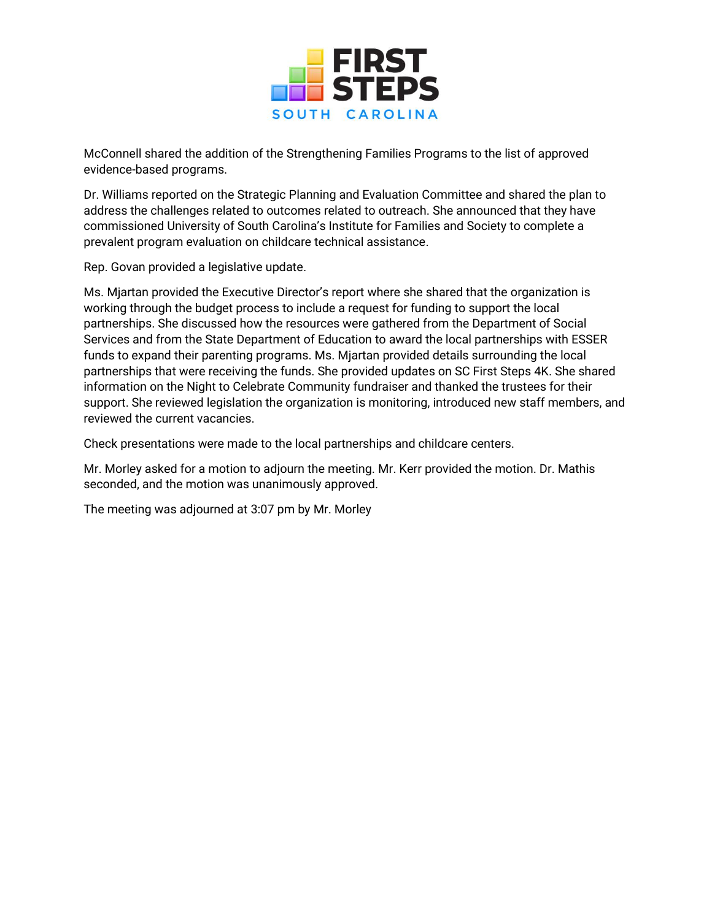McConnell shared the addition of the Strengthening Families Programs to the list of approved evidence-based programs.

Dr. Williams reported on the Strategic Planning and Evaluation Committee and shared the plan to address the challenges related to outcomes related to outreach. She announced that they have commissioned University of South Carolina's Institute for Families and Society to complete a prevalent program evaluation on childcare technical assistance.

Rep. Govan provided a legislative update.

Ms. Mjartan provided the Executive Director's report where she shared that the organization is working through the budget process to include a request for funding to support the local partnerships. She discussed how the resources were gathered from the Department of Social Services and from the State Department of Education to award the local partnerships with ESSER funds to expand their parenting programs. Ms. Mjartan provided details surrounding the local partnerships that were receiving the funds. She provided updates on SC First Steps 4K. She shared information on the Night to Celebrate Community fundraiser and thanked the trustees for their support. She reviewed legislation the organization is monitoring, introduced new staff members, and reviewed the current vacancies.

Check presentations were made to the local partnerships and childcare centers.

Mr. Morley asked for a motion to adjourn the meeting. Mr. Kerr provided the motion. Dr. Mathis seconded, and the motion was unanimously approved.

The meeting was adjourned at 3:07 pm by Mr. Morley